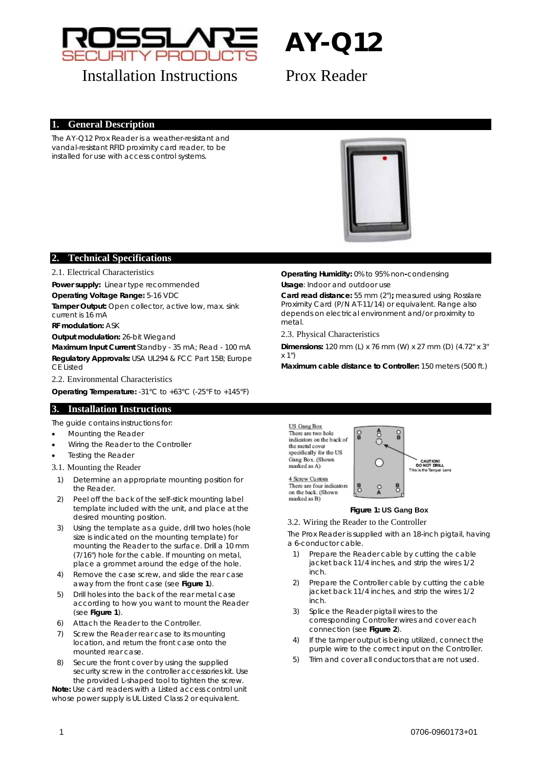# AY-Q12

Installation Instructions

Prox Reader

## 1. General Description

The AY-Q12 Prox Reader is a weather-resistant and vandal-resistant RFID proximity card reader, to be installed for use with access control systems.

## 2. Technical Specifications

### 2.1. Electrical Characteristics

**Power supply:** Linear type recommended

**Operating Voltage Range:** 5-16 VDC

**Tamper Output:** Open collector, active low, max. sink current is 16 mA

**RF modulation:** ASK

**Output modulation:** 26-bit Wiegand

**Maximum Input Current** Standby - 35 mA; Read - 100 mA

**Regulatory Approvals:** USA UL294 & FCC Part 15B; Europe CE Listed

### 2.2. Environmental Characteristics

**Operating Temperature:** -31°C to +63°C (-25°F to +145°F)

**Operating Humidity:** 0% to 95% non-condensing

**Usage**: Indoor and outdoor use

**Card read distance:** 55 mm (2")**;** measured using Rosslare Proximity Card (P/N AT-11/14) or equivalent. Range also depends on electrical environment and/or proximity to metal.

### 2.3. Physical Characteristics

**Dimensions:** 120 mm (L) x 76 mm (W) x 27 mm (D) (4.72" x 3" x 1")

**Maximum cable distance to Controller:** 150 meters (500 ft.)

## 3. Installation Instructions

The guide contains instructions for:

- Mounting the Reader
- Wiring the Reader to the Controller
- Testing the Reader

### 3.1. Mounting the Reader

1) Determine an appropriate mounting position for the Reader.
2) Peel off the back of the self-stick mounting label template included with the unit, and place at the desired mounting position.
3) Using the template as a guide, drill two holes (hole size is indicated on the mounting template) for mounting the Reader to the surface. Drill a 10 mm (7/16") hole for the cable. If mounting on metal, place a grommet around the edge of the hole.
4) Remove the case screw, and slide the rear case away from the front case (see **Figure 1**).
5) Drill holes into the back of the rear metal case according to how you want to mount the Reader (see **Figure 1**).
6) Attach the Reader to the Controller.
7) Screw the Reader rear case to its mounting location, and return the front case onto the mounted rear case.
8) Secure the front cover by using the supplied security screw in the controller accessories kit. Use the provided L-shaped tool to tighten the screw.

**Note:** Use card readers with a Listed access control unit whose power supply is UL Listed Class 2 or equivalent.

US Gang Box
There are two hole indicators on the back of the metal cover specifically for the US Gang Box. (Shown marked as A)

4 Screw Custom
There are four indicators on the back. (Shown marked as B)

CAUTION! DO NOT DRILL
This is the Tamper Lens

**Figure 1: US Gang Box**

### 3.2. Wiring the Reader to the Controller

The Prox Reader is supplied with an 18-inch pigtail, having a 6-conductor cable.

1) Prepare the Reader cable by cutting the cable jacket back 11/4 inches, and strip the wires 1/2 inch.
2) Prepare the Controller cable by cutting the cable jacket back 11/4 inches, and strip the wires 1/2 inch.
3) Splice the Reader pigtail wires to the corresponding Controller wires and cover each connection (see **Figure 2**).
4) If the tamper output is being utilized, connect the purple wire to the correct input on the Controller.
5) Trim and cover all conductors that are not used.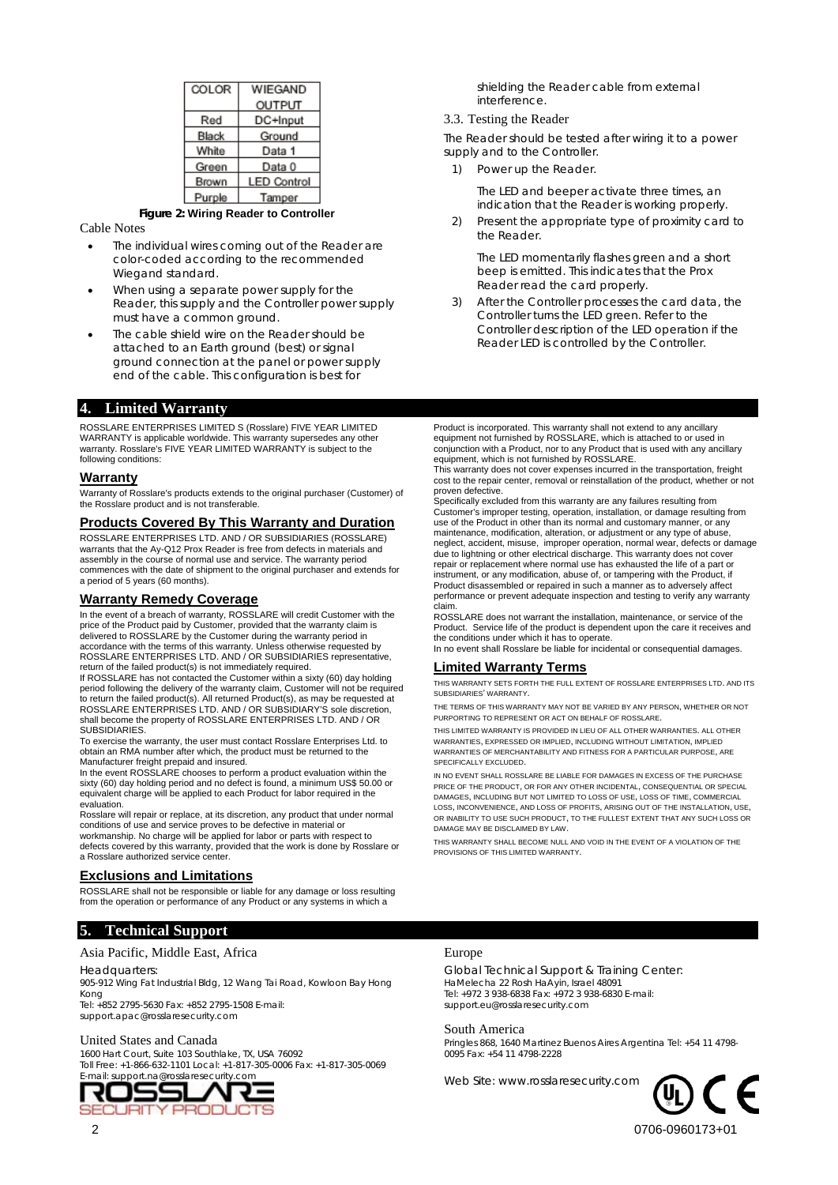| COLOR | WIEGAND OUTPUT |
|---|---|
| Red | DC+Input |
| Black | Ground |
| White | Data 1 |
| Green | Data 0 |
| Brown | LED Control |
| Purple | Tamper |

**Figure 2:** Wiring Reader to Controller

Cable Notes

- The individual wires coming out of the Reader are color-coded according to the recommended Wiegand standard.
- When using a separate power supply for the Reader, this supply and the Controller power supply must have a common ground.
- The cable shield wire on the Reader should be attached to an Earth ground (best) or signal ground connection at the panel or power supply end of the cable. This configuration is best for shielding the Reader cable from external interference.

### 3.3. Testing the Reader

The Reader should be tested after wiring it to a power supply and to the Controller.

1) Power up the Reader.

   The LED and beeper activate three times, an indication that the Reader is working properly.

2) Present the appropriate type of proximity card to the Reader.

   The LED momentarily flashes green and a short beep is emitted. This indicates that the Prox Reader read the card properly.

3) After the Controller processes the card data, the Controller turns the LED green. Refer to the Controller description of the LED operation if the Reader LED is controlled by the Controller.

## 4. Limited Warranty

ROSSLARE ENTERPRISES LIMITED S (Rosslare) FIVE YEAR LIMITED WARRANTY is applicable worldwide. This warranty supersedes any other warranty. Rosslare's FIVE YEAR LIMITED WARRANTY is subject to the following conditions:

### Warranty

Warranty of Rosslare's products extends to the original purchaser (Customer) of the Rosslare product and is not transferable.

### Products Covered By This Warranty and Duration

ROSSLARE ENTERPRISES LTD. AND / OR SUBSIDIARIES (ROSSLARE) warrants that the Ay-Q12 Prox Reader is free from defects in materials and assembly in the course of normal use and service. The warranty period commences with the date of shipment to the original purchaser and extends for a period of 5 years (60 months).

### Warranty Remedy Coverage

In the event of a breach of warranty, ROSSLARE will credit Customer with the price of the Product paid by Customer, provided that the warranty claim is delivered to ROSSLARE by the Customer during the warranty period in accordance with the terms of this warranty. Unless otherwise requested by ROSSLARE ENTERPRISES LTD. AND / OR SUBSIDIARIES representative, return of the failed product(s) is not immediately required.

If ROSSLARE has not contacted the Customer within a sixty (60) day holding period following the delivery of the warranty claim, Customer will not be required to return the failed product(s). All returned Product(s), as may be requested at ROSSLARE ENTERPRISES LTD. AND / OR SUBSIDIARY'S sole discretion, shall become the property of ROSSLARE ENTERPRISES LTD. AND / OR SUBSIDIARIES.

To exercise the warranty, the user must contact Rosslare Enterprises Ltd. to obtain an RMA number after which, the product must be returned to the Manufacturer freight prepaid and insured.

In the event ROSSLARE chooses to perform a product evaluation within the sixty (60) day holding period and no defect is found, a minimum US$ 50.00 or equivalent charge will be applied to each Product for labor required in the evaluation.

Rosslare will repair or replace, at its discretion, any product that under normal conditions of use and service proves to be defective in material or workmanship. No charge will be applied for labor or parts with respect to defects covered by this warranty, provided that the work is done by Rosslare or a Rosslare authorized service center.

### Exclusions and Limitations

ROSSLARE shall not be responsible or liable for any damage or loss resulting from the operation or performance of any Product or any systems in which a Product is incorporated. This warranty shall not extend to any ancillary equipment not furnished by ROSSLARE, which is attached to or used in conjunction with a Product, nor to any Product that is used with any ancillary equipment, which is not furnished by ROSSLARE.

This warranty does not cover expenses incurred in the transportation, freight cost to the repair center, removal or reinstallation of the product, whether or not proven defective.

Specifically excluded from this warranty are any failures resulting from Customer's improper testing, operation, installation, or damage resulting from use of the Product in other than its normal and customary manner, or any maintenance, modification, alteration, or adjustment or any type of abuse, neglect, accident, misuse, improper operation, normal wear, defects or damage due to lightning or other electrical discharge. This warranty does not cover repair or replacement where normal use has exhausted the life of a part or instrument, or any modification, abuse of, or tampering with the Product, if Product disassembled or repaired in such a manner as to adversely affect performance or prevent adequate inspection and testing to verify any warranty claim.

ROSSLARE does not warrant the installation, maintenance, or service of the Product. Service life of the product is dependent upon the care it receives and the conditions under which it has to operate.

In no event shall Rosslare be liable for incidental or consequential damages.

### Limited Warranty Terms

THIS WARRANTY SETS FORTH THE FULL EXTENT OF ROSSLARE ENTERPRISES LTD. AND ITS SUBSIDIARIES' WARRANTY.

THE TERMS OF THIS WARRANTY MAY NOT BE VARIED BY ANY PERSON, WHETHER OR NOT PURPORTING TO REPRESENT OR ACT ON BEHALF OF ROSSLARE.

THIS LIMITED WARRANTY IS PROVIDED IN LIEU OF ALL OTHER WARRANTIES. ALL OTHER WARRANTIES, EXPRESSED OR IMPLIED, INCLUDING WITHOUT LIMITATION, IMPLIED WARRANTIES OF MERCHANTABILITY AND FITNESS FOR A PARTICULAR PURPOSE, ARE SPECIFICALLY EXCLUDED.

IN NO EVENT SHALL ROSSLARE BE LIABLE FOR DAMAGES IN EXCESS OF THE PURCHASE PRICE OF THE PRODUCT, OR FOR ANY OTHER INCIDENTAL, CONSEQUENTIAL OR SPECIAL DAMAGES, INCLUDING BUT NOT LIMITED TO LOSS OF USE, LOSS OF TIME, COMMERCIAL LOSS, INCONVENIENCE, AND LOSS OF PROFITS, ARISING OUT OF THE INSTALLATION, USE, OR INABILITY TO USE SUCH PRODUCT, TO THE FULLEST EXTENT THAT ANY SUCH LOSS OR DAMAGE MAY BE DISCLAIMED BY LAW.

THIS WARRANTY SHALL BECOME NULL AND VOID IN THE EVENT OF A VIOLATION OF THE PROVISIONS OF THIS LIMITED WARRANTY.

## 5. Technical Support

### Asia Pacific, Middle East, Africa

Headquarters:
905-912 Wing Fat Industrial Bldg, 12 Wang Tai Road, Kowloon Bay Hong Kong
Tel: +852 2795-5630 Fax: +852 2795-1508 E-mail: support.apac@rosslaresecurity.com

### United States and Canada

1600 Hart Court, Suite 103 Southlake, TX, USA 76092
Toll Free: +1-866-632-1101 Local: +1-817-305-0006 Fax: +1-817-305-0069
E-mail: support.na@rosslaresecurity.com

### Europe

Global Technical Support & Training Center:
HaMelecha 22 Rosh HaAyin, Israel 48091
Tel: +972 3 938-6838 Fax: +972 3 938-6830 E-mail: support.eu@rosslaresecurity.com

### South America

Pringles 868, 1640 Martinez Buenos Aires Argentina Tel: +54 11 4798-0095 Fax: +54 11 4798-2228

Web Site: www.rosslaresecurity.com

ROSSLARE SECURITY PRODUCTS

0706-0960173+01